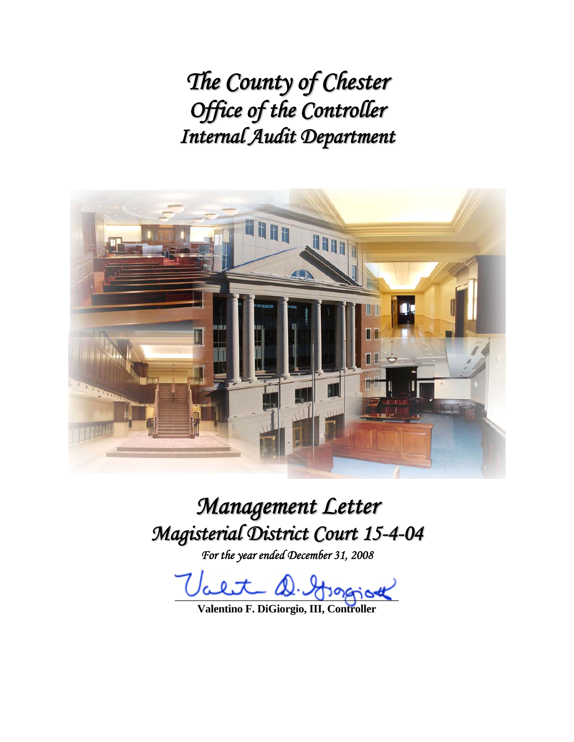# *The County of Chester*
# *Office of the Controller*
# *Internal Audit Department*

# *Management Letter*
# *Magisterial District Court 15-4-04*

*For the year ended December 31, 2008*

**Valentino F. DiGiorgio, III, Controller**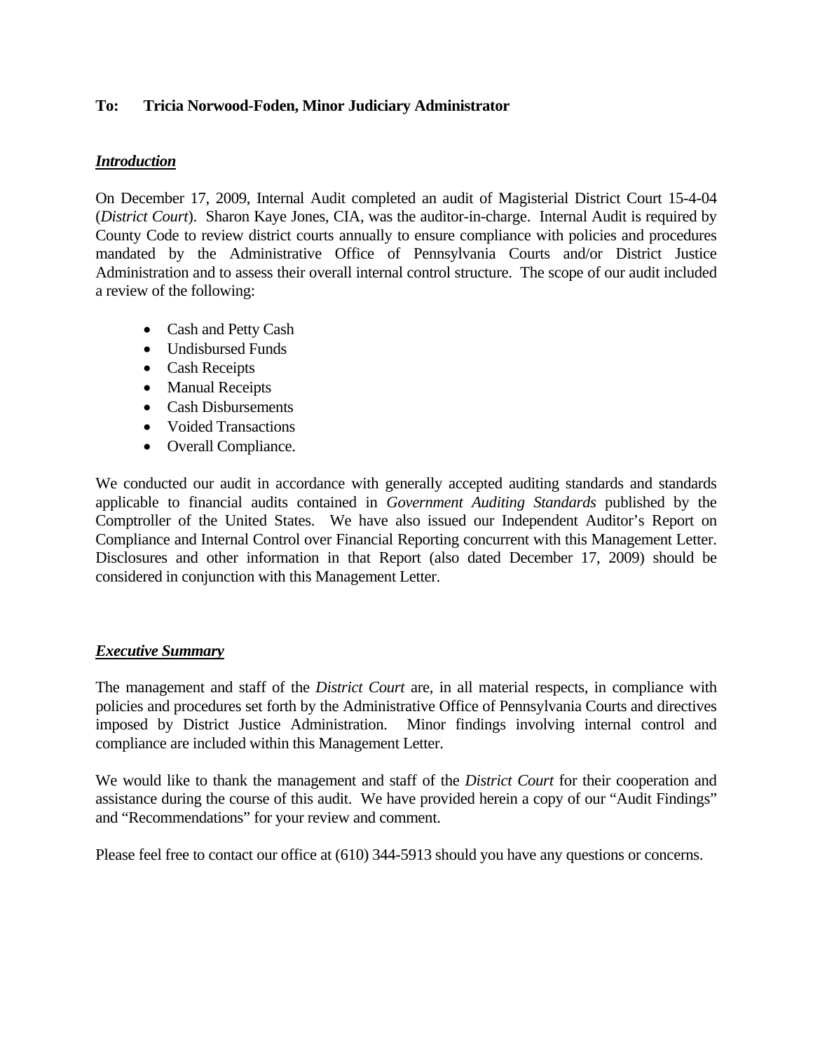**To: Tricia Norwood-Foden, Minor Judiciary Administrator**

***Introduction***

On December 17, 2009, Internal Audit completed an audit of Magisterial District Court 15-4-04 (*District Court*). Sharon Kaye Jones, CIA, was the auditor-in-charge. Internal Audit is required by County Code to review district courts annually to ensure compliance with policies and procedures mandated by the Administrative Office of Pennsylvania Courts and/or District Justice Administration and to assess their overall internal control structure. The scope of our audit included a review of the following:

- Cash and Petty Cash
- Undisbursed Funds
- Cash Receipts
- Manual Receipts
- Cash Disbursements
- Voided Transactions
- Overall Compliance.

We conducted our audit in accordance with generally accepted auditing standards and standards applicable to financial audits contained in *Government Auditing Standards* published by the Comptroller of the United States. We have also issued our Independent Auditor's Report on Compliance and Internal Control over Financial Reporting concurrent with this Management Letter. Disclosures and other information in that Report (also dated December 17, 2009) should be considered in conjunction with this Management Letter.

***Executive Summary***

The management and staff of the *District Court* are, in all material respects, in compliance with policies and procedures set forth by the Administrative Office of Pennsylvania Courts and directives imposed by District Justice Administration. Minor findings involving internal control and compliance are included within this Management Letter.

We would like to thank the management and staff of the *District Court* for their cooperation and assistance during the course of this audit. We have provided herein a copy of our "Audit Findings" and "Recommendations" for your review and comment.

Please feel free to contact our office at (610) 344-5913 should you have any questions or concerns.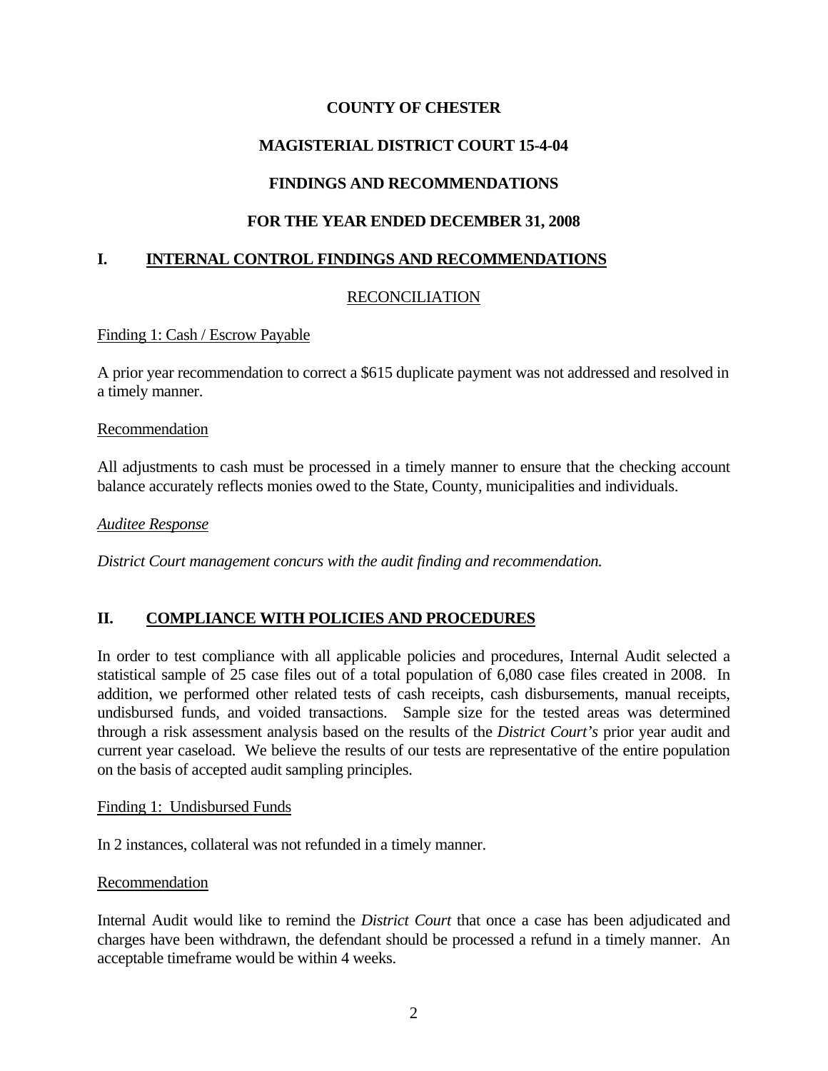**COUNTY OF CHESTER**

**MAGISTERIAL DISTRICT COURT 15-4-04**

**FINDINGS AND RECOMMENDATIONS**

**FOR THE YEAR ENDED DECEMBER 31, 2008**

## I. INTERNAL CONTROL FINDINGS AND RECOMMENDATIONS

### RECONCILIATION

Finding 1: Cash / Escrow Payable

A prior year recommendation to correct a $615 duplicate payment was not addressed and resolved in a timely manner.

Recommendation

All adjustments to cash must be processed in a timely manner to ensure that the checking account balance accurately reflects monies owed to the State, County, municipalities and individuals.

*Auditee Response*

*District Court management concurs with the audit finding and recommendation.*

## II. COMPLIANCE WITH POLICIES AND PROCEDURES

In order to test compliance with all applicable policies and procedures, Internal Audit selected a statistical sample of 25 case files out of a total population of 6,080 case files created in 2008. In addition, we performed other related tests of cash receipts, cash disbursements, manual receipts, undisbursed funds, and voided transactions. Sample size for the tested areas was determined through a risk assessment analysis based on the results of the *District Court's* prior year audit and current year caseload. We believe the results of our tests are representative of the entire population on the basis of accepted audit sampling principles.

Finding 1: Undisbursed Funds

In 2 instances, collateral was not refunded in a timely manner.

Recommendation

Internal Audit would like to remind the *District Court* that once a case has been adjudicated and charges have been withdrawn, the defendant should be processed a refund in a timely manner. An acceptable timeframe would be within 4 weeks.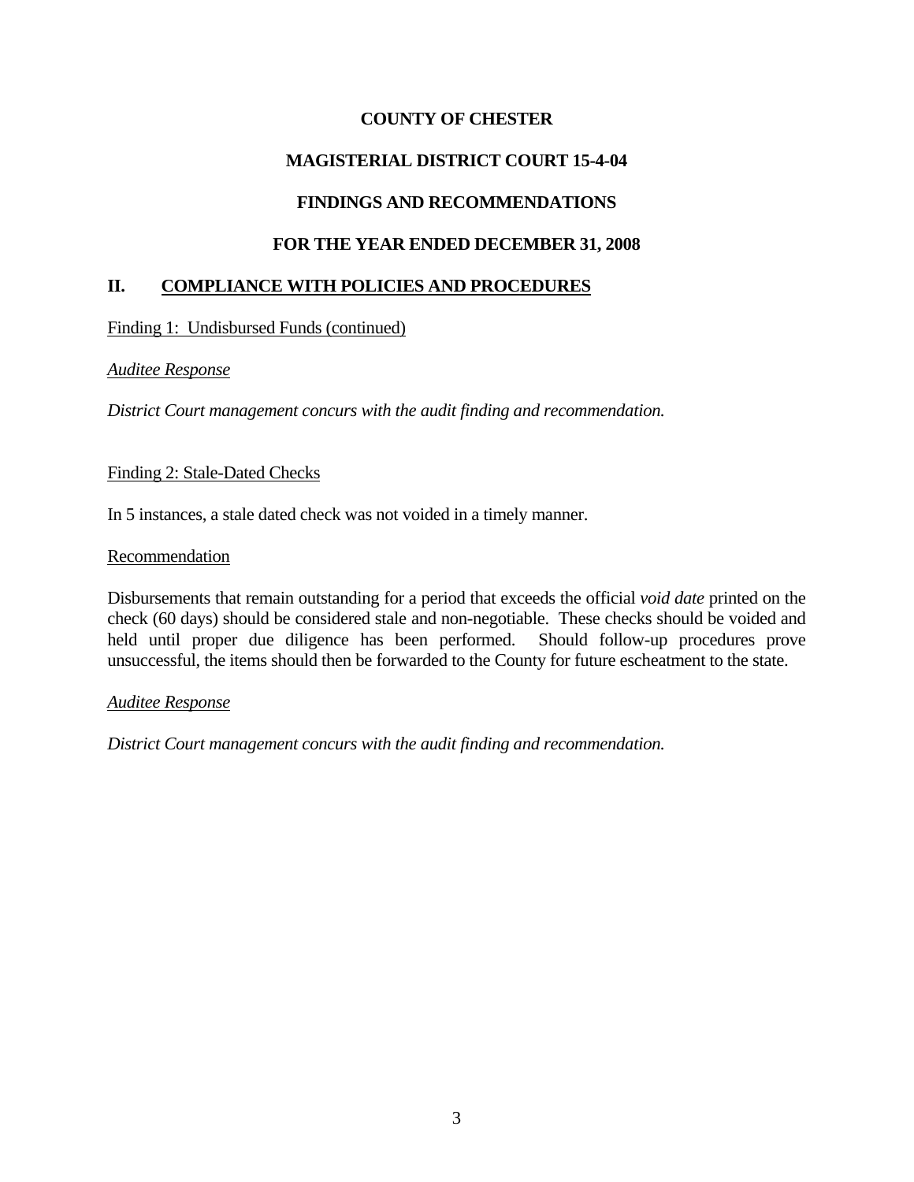**COUNTY OF CHESTER**

**MAGISTERIAL DISTRICT COURT 15-4-04**

**FINDINGS AND RECOMMENDATIONS**

**FOR THE YEAR ENDED DECEMBER 31, 2008**

## II. COMPLIANCE WITH POLICIES AND PROCEDURES

Finding 1: Undisbursed Funds (continued)

*Auditee Response*

*District Court management concurs with the audit finding and recommendation.*

Finding 2: Stale-Dated Checks

In 5 instances, a stale dated check was not voided in a timely manner.

Recommendation

Disbursements that remain outstanding for a period that exceeds the official *void date* printed on the check (60 days) should be considered stale and non-negotiable. These checks should be voided and held until proper due diligence has been performed. Should follow-up procedures prove unsuccessful, the items should then be forwarded to the County for future escheatment to the state.

*Auditee Response*

*District Court management concurs with the audit finding and recommendation.*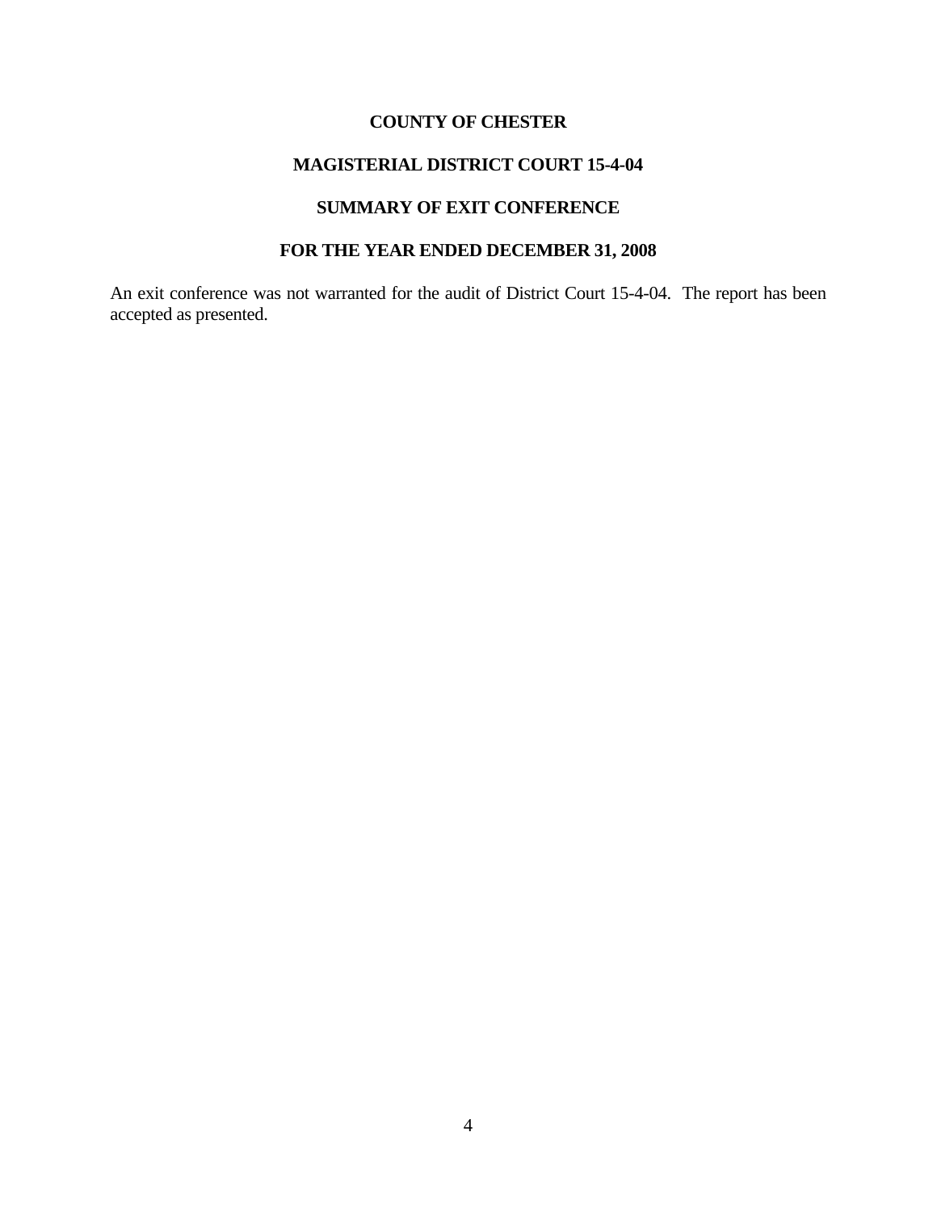**COUNTY OF CHESTER**

**MAGISTERIAL DISTRICT COURT 15-4-04**

**SUMMARY OF EXIT CONFERENCE**

**FOR THE YEAR ENDED DECEMBER 31, 2008**

An exit conference was not warranted for the audit of District Court 15-4-04. The report has been accepted as presented.